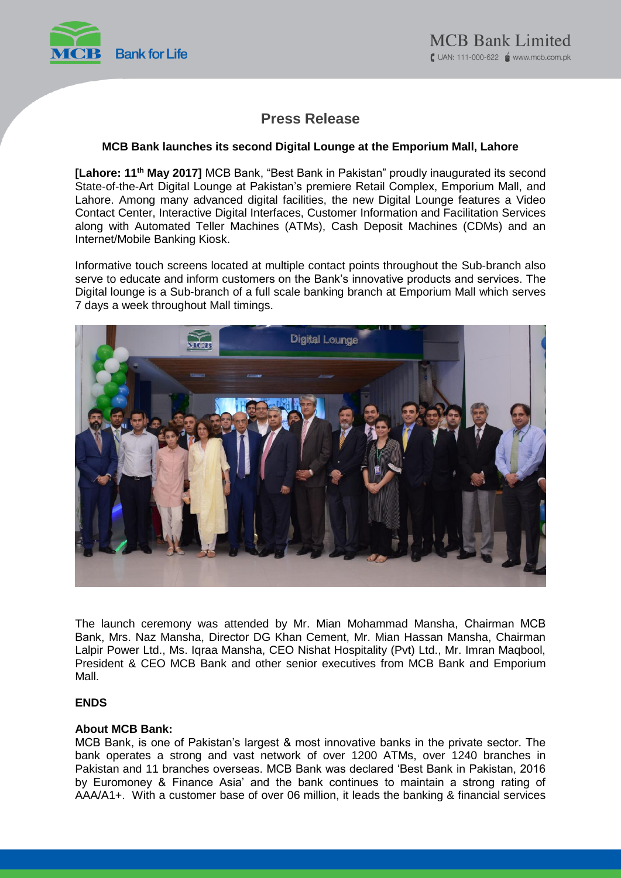# Press Release

**MCB Bank launches its second Digital Lounge at the Emporium Mall, Lahore**

**[Lahore: 11th May 2017]** MCB Bank, "Best Bank in Pakistan" proudly inaugurated its second State-of-the-Art Digital Lounge at Pakistan's premiere Retail Complex, Emporium Mall, and Lahore. Among many advanced digital facilities, the new Digital Lounge features a Video Contact Center, Interactive Digital Interfaces, Customer Information and Facilitation Services along with Automated Teller Machines (ATMs), Cash Deposit Machines (CDMs) and an Internet/Mobile Banking Kiosk.

Informative touch screens located at multiple contact points throughout the Sub-branch also serve to educate and inform customers on the Bank's innovative products and services. The Digital lounge is a Sub-branch of a full scale banking branch at Emporium Mall which serves 7 days a week throughout Mall timings.

The launch ceremony was attended by Mr. Mian Mohammad Mansha, Chairman MCB Bank, Mrs. Naz Mansha, Director DG Khan Cement, Mr. Mian Hassan Mansha, Chairman Lalpir Power Ltd., Ms. Iqraa Mansha, CEO Nishat Hospitality (Pvt) Ltd., Mr. Imran Maqbool, President & CEO MCB Bank and other senior executives from MCB Bank and Emporium Mall.

**ENDS**

**About MCB Bank:**

MCB Bank, is one of Pakistan's largest & most innovative banks in the private sector. The bank operates a strong and vast network of over 1200 ATMs, over 1240 branches in Pakistan and 11 branches overseas. MCB Bank was declared 'Best Bank in Pakistan, 2016 by Euromoney & Finance Asia' and the bank continues to maintain a strong rating of AAA/A1+. With a customer base of over 06 million, it leads the banking & financial services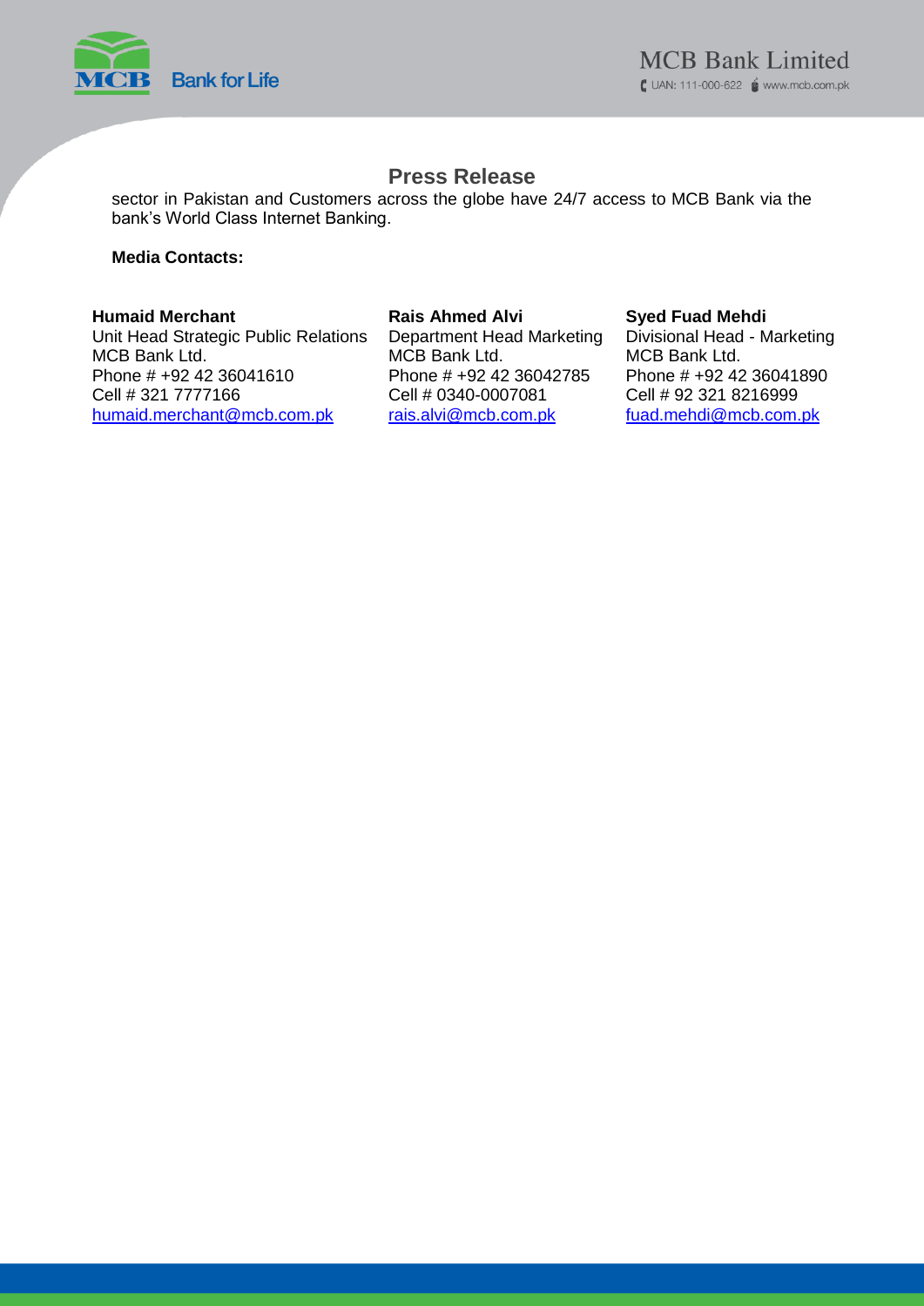## Press Release

sector in Pakistan and Customers across the globe have 24/7 access to MCB Bank via the bank's World Class Internet Banking.

**Media Contacts:**

**Humaid Merchant**
Unit Head Strategic Public Relations
MCB Bank Ltd.
Phone # +92 42 36041610
Cell # 321 7777166
humaid.merchant@mcb.com.pk

**Rais Ahmed Alvi**
Department Head Marketing
MCB Bank Ltd.
Phone # +92 42 36042785
Cell # 0340-0007081
rais.alvi@mcb.com.pk

**Syed Fuad Mehdi**
Divisional Head - Marketing
MCB Bank Ltd.
Phone # +92 42 36041890
Cell # 92 321 8216999
fuad.mehdi@mcb.com.pk